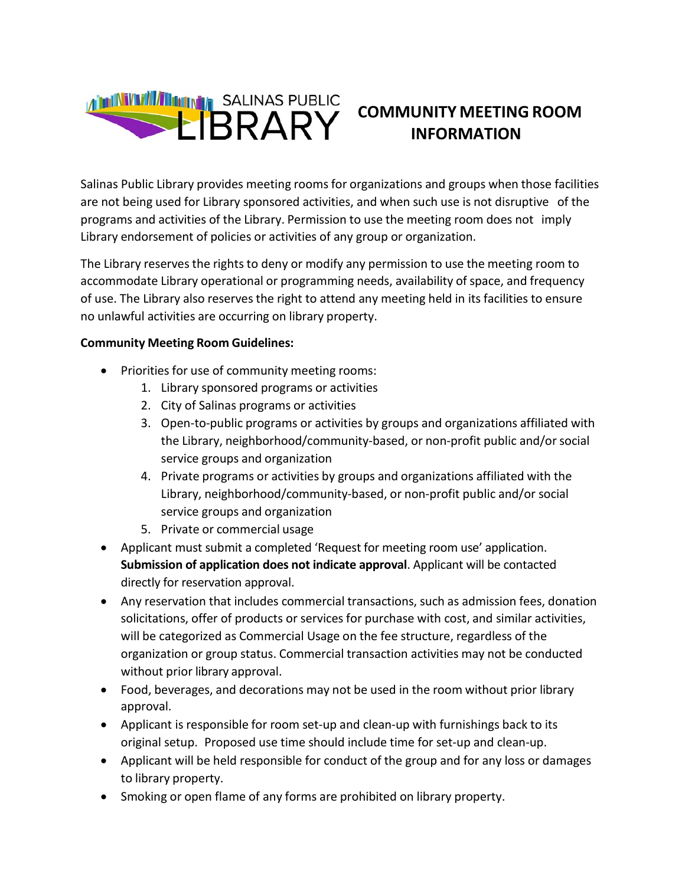SALINAS PUBLIC LIBRARY

# COMMUNITY MEETING ROOM INFORMATION

Salinas Public Library provides meeting rooms for organizations and groups when those facilities are not being used for Library sponsored activities, and when such use is not disruptive of the programs and activities of the Library. Permission to use the meeting room does not imply Library endorsement of policies or activities of any group or organization.

The Library reserves the rights to deny or modify any permission to use the meeting room to accommodate Library operational or programming needs, availability of space, and frequency of use. The Library also reserves the right to attend any meeting held in its facilities to ensure no unlawful activities are occurring on library property.

**Community Meeting Room Guidelines:**

- Priorities for use of community meeting rooms:
    1. Library sponsored programs or activities
    2. City of Salinas programs or activities
    3. Open-to-public programs or activities by groups and organizations affiliated with the Library, neighborhood/community-based, or non-profit public and/or social service groups and organization
    4. Private programs or activities by groups and organizations affiliated with the Library, neighborhood/community-based, or non-profit public and/or social service groups and organization
    5. Private or commercial usage
- Applicant must submit a completed 'Request for meeting room use' application. **Submission of application does not indicate approval**. Applicant will be contacted directly for reservation approval.
- Any reservation that includes commercial transactions, such as admission fees, donation solicitations, offer of products or services for purchase with cost, and similar activities, will be categorized as Commercial Usage on the fee structure, regardless of the organization or group status. Commercial transaction activities may not be conducted without prior library approval.
- Food, beverages, and decorations may not be used in the room without prior library approval.
- Applicant is responsible for room set-up and clean-up with furnishings back to its original setup. Proposed use time should include time for set-up and clean-up.
- Applicant will be held responsible for conduct of the group and for any loss or damages to library property.
- Smoking or open flame of any forms are prohibited on library property.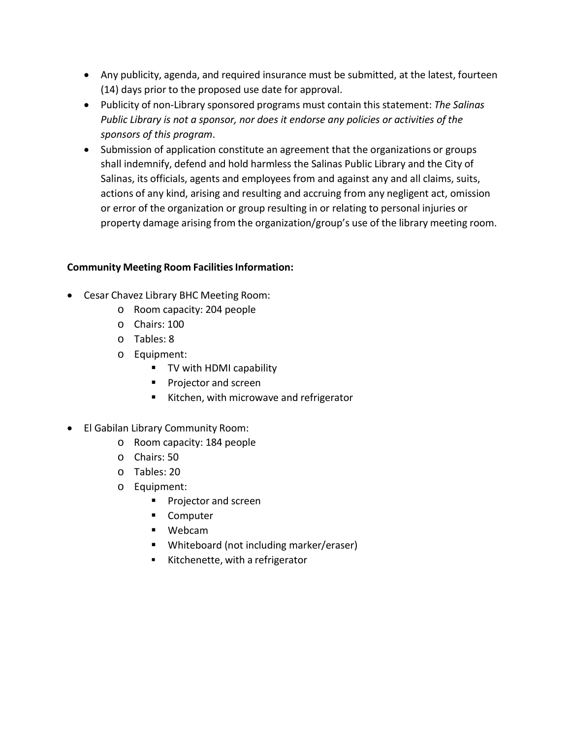- Any publicity, agenda, and required insurance must be submitted, at the latest, fourteen (14) days prior to the proposed use date for approval.
- Publicity of non-Library sponsored programs must contain this statement: *The Salinas Public Library is not a sponsor, nor does it endorse any policies or activities of the sponsors of this program*.
- Submission of application constitute an agreement that the organizations or groups shall indemnify, defend and hold harmless the Salinas Public Library and the City of Salinas, its officials, agents and employees from and against any and all claims, suits, actions of any kind, arising and resulting and accruing from any negligent act, omission or error of the organization or group resulting in or relating to personal injuries or property damage arising from the organization/group's use of the library meeting room.

**Community Meeting Room Facilities Information:**

- Cesar Chavez Library BHC Meeting Room:
  - Room capacity: 204 people
  - Chairs: 100
  - Tables: 8
  - Equipment:
    - TV with HDMI capability
    - Projector and screen
    - Kitchen, with microwave and refrigerator
- El Gabilan Library Community Room:
  - Room capacity: 184 people
  - Chairs: 50
  - Tables: 20
  - Equipment:
    - Projector and screen
    - Computer
    - Webcam
    - Whiteboard (not including marker/eraser)
    - Kitchenette, with a refrigerator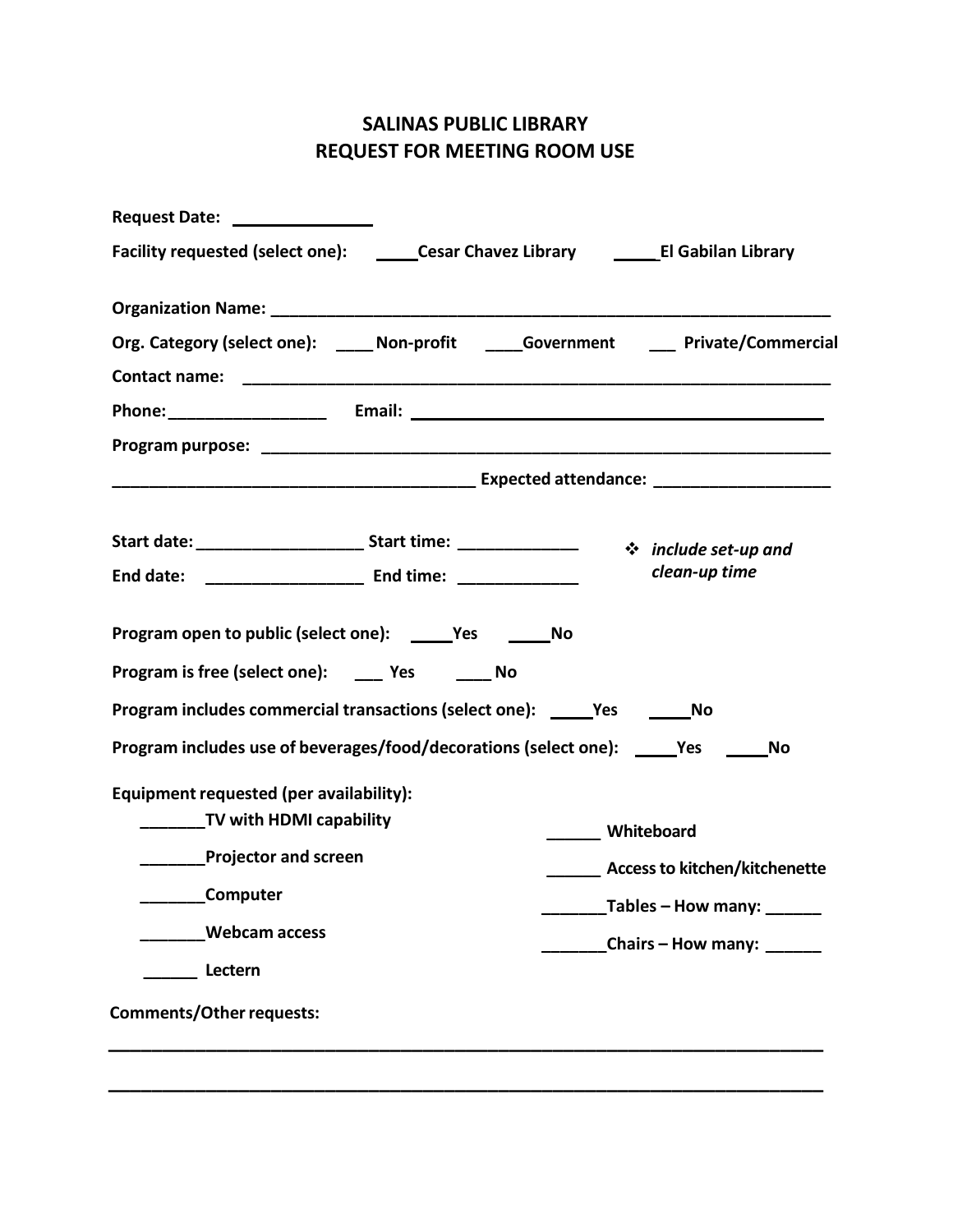# SALINAS PUBLIC LIBRARY
# REQUEST FOR MEETING ROOM USE

**Request Date:** ______________

**Facility requested (select one):** _____**Cesar Chavez Library** _____**El Gabilan Library**

**Organization Name:** ________________________________________________________________

**Org. Category (select one):** ____ **Non-profit** ____**Government** ___ **Private/Commercial**

**Contact name:** ________________________________________________________________

**Phone:**_________________ **Email:** ____________________________________________

**Program purpose:** ______________________________________________________________

_______________________________________ **Expected attendance:** ___________________

**Start date:** __________________ **Start time:** _____________

**End date:** _________________ **End time:** _____________

❖ ***include set-up and clean-up time***

**Program open to public (select one):** _____**Yes** _____**No**

**Program is free (select one):** ___ **Yes** ____ **No**

**Program includes commercial transactions (select one):** _____**Yes** _____**No**

**Program includes use of beverages/food/decorations (select one):** _____**Yes** _____**No**

**Equipment requested (per availability):**

- _______**TV with HDMI capability**
- _______**Projector and screen**
- _______**Computer**
- _______**Webcam access**
- ______ **Lectern**
- ______ **Whiteboard**
- ______ **Access to kitchen/kitchenette**
- _______**Tables – How many:** ______
- _______**Chairs – How many:** ______

**Comments/Other requests:**

_____________________________________________________________________________

_____________________________________________________________________________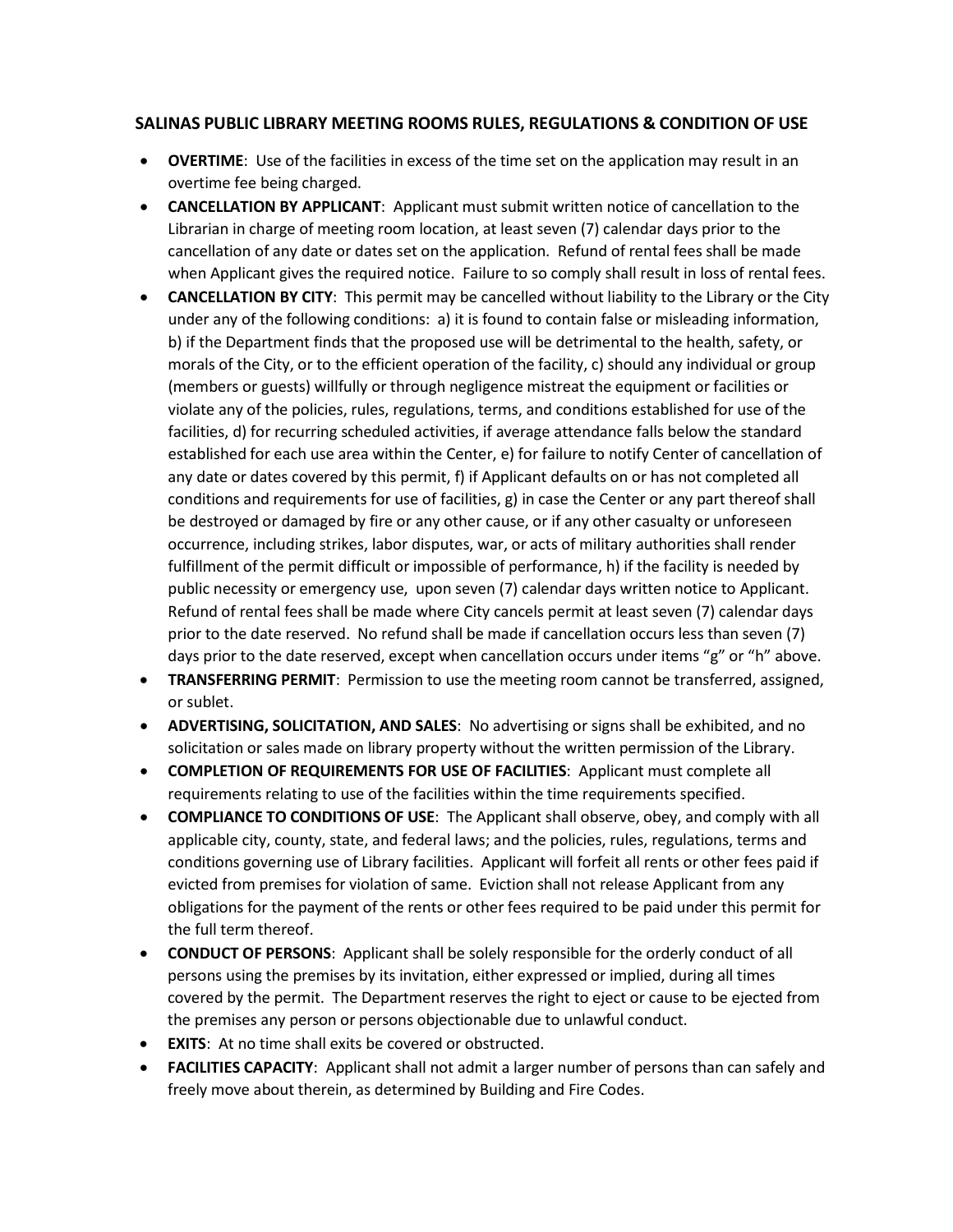## SALINAS PUBLIC LIBRARY MEETING ROOMS RULES, REGULATIONS & CONDITION OF USE

- **OVERTIME**: Use of the facilities in excess of the time set on the application may result in an overtime fee being charged.
- **CANCELLATION BY APPLICANT**: Applicant must submit written notice of cancellation to the Librarian in charge of meeting room location, at least seven (7) calendar days prior to the cancellation of any date or dates set on the application. Refund of rental fees shall be made when Applicant gives the required notice. Failure to so comply shall result in loss of rental fees.
- **CANCELLATION BY CITY**: This permit may be cancelled without liability to the Library or the City under any of the following conditions: a) it is found to contain false or misleading information, b) if the Department finds that the proposed use will be detrimental to the health, safety, or morals of the City, or to the efficient operation of the facility, c) should any individual or group (members or guests) willfully or through negligence mistreat the equipment or facilities or violate any of the policies, rules, regulations, terms, and conditions established for use of the facilities, d) for recurring scheduled activities, if average attendance falls below the standard established for each use area within the Center, e) for failure to notify Center of cancellation of any date or dates covered by this permit, f) if Applicant defaults on or has not completed all conditions and requirements for use of facilities, g) in case the Center or any part thereof shall be destroyed or damaged by fire or any other cause, or if any other casualty or unforeseen occurrence, including strikes, labor disputes, war, or acts of military authorities shall render fulfillment of the permit difficult or impossible of performance, h) if the facility is needed by public necessity or emergency use, upon seven (7) calendar days written notice to Applicant. Refund of rental fees shall be made where City cancels permit at least seven (7) calendar days prior to the date reserved. No refund shall be made if cancellation occurs less than seven (7) days prior to the date reserved, except when cancellation occurs under items "g" or "h" above.
- **TRANSFERRING PERMIT**: Permission to use the meeting room cannot be transferred, assigned, or sublet.
- **ADVERTISING, SOLICITATION, AND SALES**: No advertising or signs shall be exhibited, and no solicitation or sales made on library property without the written permission of the Library.
- **COMPLETION OF REQUIREMENTS FOR USE OF FACILITIES**: Applicant must complete all requirements relating to use of the facilities within the time requirements specified.
- **COMPLIANCE TO CONDITIONS OF USE**: The Applicant shall observe, obey, and comply with all applicable city, county, state, and federal laws; and the policies, rules, regulations, terms and conditions governing use of Library facilities. Applicant will forfeit all rents or other fees paid if evicted from premises for violation of same. Eviction shall not release Applicant from any obligations for the payment of the rents or other fees required to be paid under this permit for the full term thereof.
- **CONDUCT OF PERSONS**: Applicant shall be solely responsible for the orderly conduct of all persons using the premises by its invitation, either expressed or implied, during all times covered by the permit. The Department reserves the right to eject or cause to be ejected from the premises any person or persons objectionable due to unlawful conduct.
- **EXITS**: At no time shall exits be covered or obstructed.
- **FACILITIES CAPACITY**: Applicant shall not admit a larger number of persons than can safely and freely move about therein, as determined by Building and Fire Codes.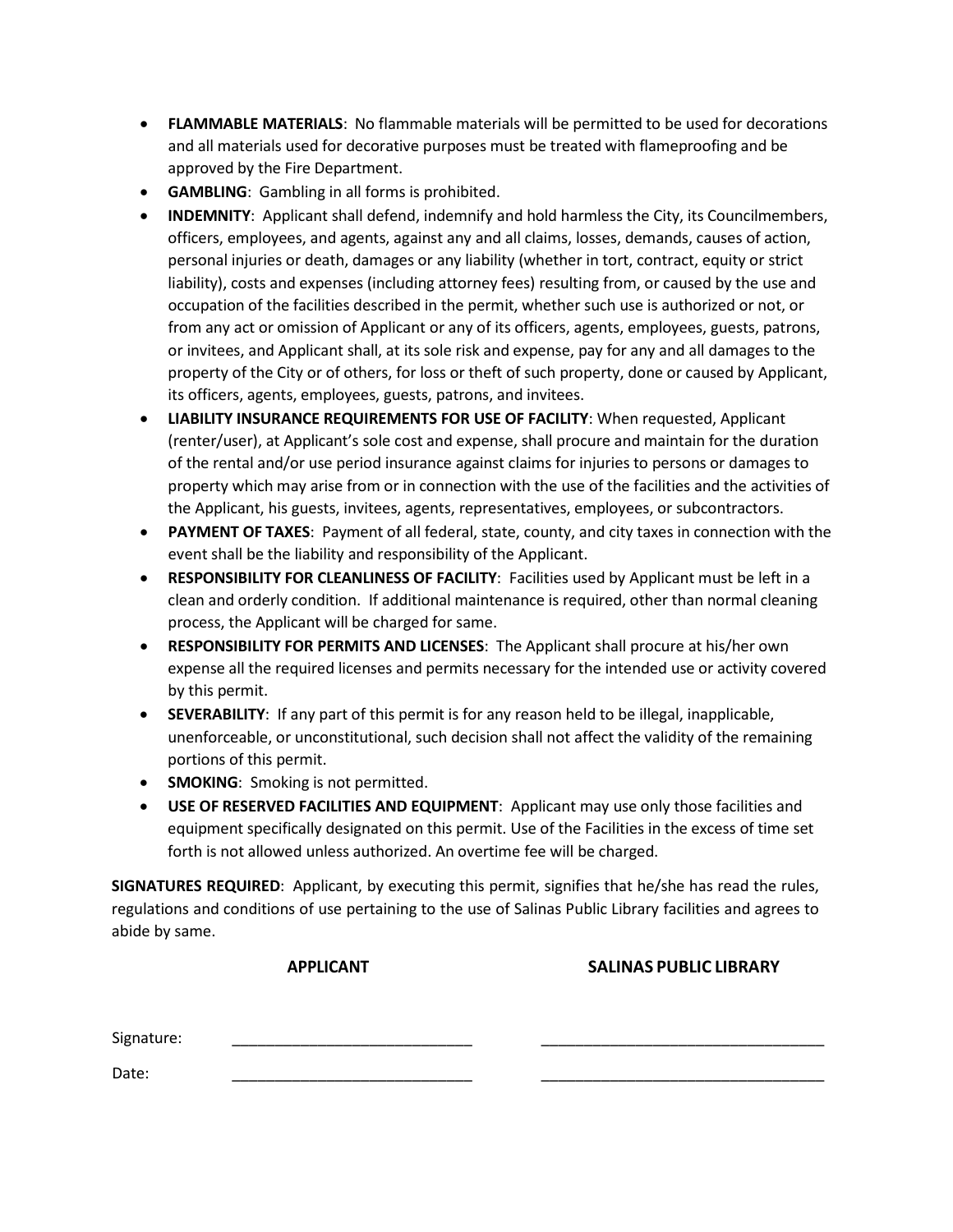- **FLAMMABLE MATERIALS**: No flammable materials will be permitted to be used for decorations and all materials used for decorative purposes must be treated with flameproofing and be approved by the Fire Department.
- **GAMBLING**: Gambling in all forms is prohibited.
- **INDEMNITY**: Applicant shall defend, indemnify and hold harmless the City, its Councilmembers, officers, employees, and agents, against any and all claims, losses, demands, causes of action, personal injuries or death, damages or any liability (whether in tort, contract, equity or strict liability), costs and expenses (including attorney fees) resulting from, or caused by the use and occupation of the facilities described in the permit, whether such use is authorized or not, or from any act or omission of Applicant or any of its officers, agents, employees, guests, patrons, or invitees, and Applicant shall, at its sole risk and expense, pay for any and all damages to the property of the City or of others, for loss or theft of such property, done or caused by Applicant, its officers, agents, employees, guests, patrons, and invitees.
- **LIABILITY INSURANCE REQUIREMENTS FOR USE OF FACILITY**: When requested, Applicant (renter/user), at Applicant's sole cost and expense, shall procure and maintain for the duration of the rental and/or use period insurance against claims for injuries to persons or damages to property which may arise from or in connection with the use of the facilities and the activities of the Applicant, his guests, invitees, agents, representatives, employees, or subcontractors.
- **PAYMENT OF TAXES**: Payment of all federal, state, county, and city taxes in connection with the event shall be the liability and responsibility of the Applicant.
- **RESPONSIBILITY FOR CLEANLINESS OF FACILITY**: Facilities used by Applicant must be left in a clean and orderly condition. If additional maintenance is required, other than normal cleaning process, the Applicant will be charged for same.
- **RESPONSIBILITY FOR PERMITS AND LICENSES**: The Applicant shall procure at his/her own expense all the required licenses and permits necessary for the intended use or activity covered by this permit.
- **SEVERABILITY**: If any part of this permit is for any reason held to be illegal, inapplicable, unenforceable, or unconstitutional, such decision shall not affect the validity of the remaining portions of this permit.
- **SMOKING**: Smoking is not permitted.
- **USE OF RESERVED FACILITIES AND EQUIPMENT**: Applicant may use only those facilities and equipment specifically designated on this permit. Use of the Facilities in the excess of time set forth is not allowed unless authorized. An overtime fee will be charged.

**SIGNATURES REQUIRED**: Applicant, by executing this permit, signifies that he/she has read the rules, regulations and conditions of use pertaining to the use of Salinas Public Library facilities and agrees to abide by same.

| | **APPLICANT** | **SALINAS PUBLIC LIBRARY** |
|---|---|---|
| Signature: | ____________________________ | _________________________________ |
| Date: | ____________________________ | _________________________________ |